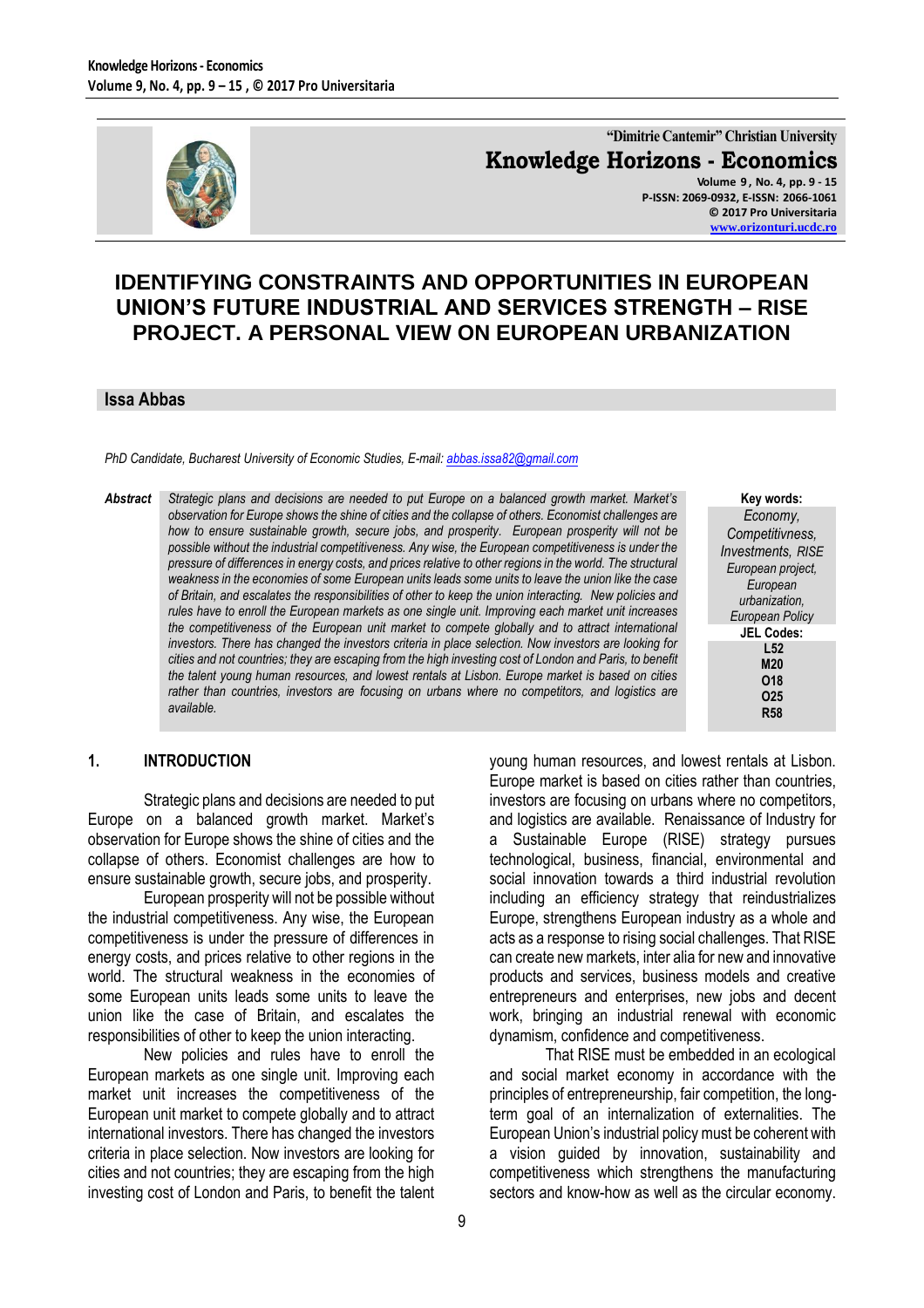"Dimitrie Cantemir" Christian University

**Knowledge Horizons - Economics**

Volume 9, No. 4, pp. 9 - 15
P-ISSN: 2069-0932, E-ISSN: 2066-1061
© 2017 Pro Universitaria
www.orizonturi.ucdc.ro

# IDENTIFYING CONSTRAINTS AND OPPORTUNITIES IN EUROPEAN UNION'S FUTURE INDUSTRIAL AND SERVICES STRENGTH – RISE PROJECT. A PERSONAL VIEW ON EUROPEAN URBANIZATION

**Issa Abbas**

*PhD Candidate, Bucharest University of Economic Studies, E-mail: abbas.issa82@gmail.com*

***Abstract*** *Strategic plans and decisions are needed to put Europe on a balanced growth market. Market's observation for Europe shows the shine of cities and the collapse of others. Economist challenges are how to ensure sustainable growth, secure jobs, and prosperity. European prosperity will not be possible without the industrial competitiveness. Any wise, the European competitiveness is under the pressure of differences in energy costs, and prices relative to other regions in the world. The structural weakness in the economies of some European units leads some units to leave the union like the case of Britain, and escalates the responsibilities of other to keep the union interacting. New policies and rules have to enroll the European markets as one single unit. Improving each market unit increases the competitiveness of the European unit market to compete globally and to attract international investors. There has changed the investors criteria in place selection. Now investors are looking for cities and not countries; they are escaping from the high investing cost of London and Paris, to benefit the talent young human resources, and lowest rentals at Lisbon. Europe market is based on cities rather than countries, investors are focusing on urbans where no competitors, and logistics are available.*

**Key words:** *Economy, Competitivness, Investments, RISE European project, European urbanization, European Policy*

**JEL Codes:** L52, M20, O18, O25, R58

## 1. INTRODUCTION

Strategic plans and decisions are needed to put Europe on a balanced growth market. Market's observation for Europe shows the shine of cities and the collapse of others. Economist challenges are how to ensure sustainable growth, secure jobs, and prosperity.

European prosperity will not be possible without the industrial competitiveness. Any wise, the European competitiveness is under the pressure of differences in energy costs, and prices relative to other regions in the world. The structural weakness in the economies of some European units leads some units to leave the union like the case of Britain, and escalates the responsibilities of other to keep the union interacting.

New policies and rules have to enroll the European markets as one single unit. Improving each market unit increases the competitiveness of the European unit market to compete globally and to attract international investors. There has changed the investors criteria in place selection. Now investors are looking for cities and not countries; they are escaping from the high investing cost of London and Paris, to benefit the talent young human resources, and lowest rentals at Lisbon. Europe market is based on cities rather than countries, investors are focusing on urbans where no competitors, and logistics are available. Renaissance of Industry for a Sustainable Europe (RISE) strategy pursues technological, business, financial, environmental and social innovation towards a third industrial revolution including an efficiency strategy that reindustrializes Europe, strengthens European industry as a whole and acts as a response to rising social challenges. That RISE can create new markets, inter alia for new and innovative products and services, business models and creative entrepreneurs and enterprises, new jobs and decent work, bringing an industrial renewal with economic dynamism, confidence and competitiveness.

That RISE must be embedded in an ecological and social market economy in accordance with the principles of entrepreneurship, fair competition, the long-term goal of an internalization of externalities. The European Union's industrial policy must be coherent with a vision guided by innovation, sustainability and competitiveness which strengthens the manufacturing sectors and know-how as well as the circular economy.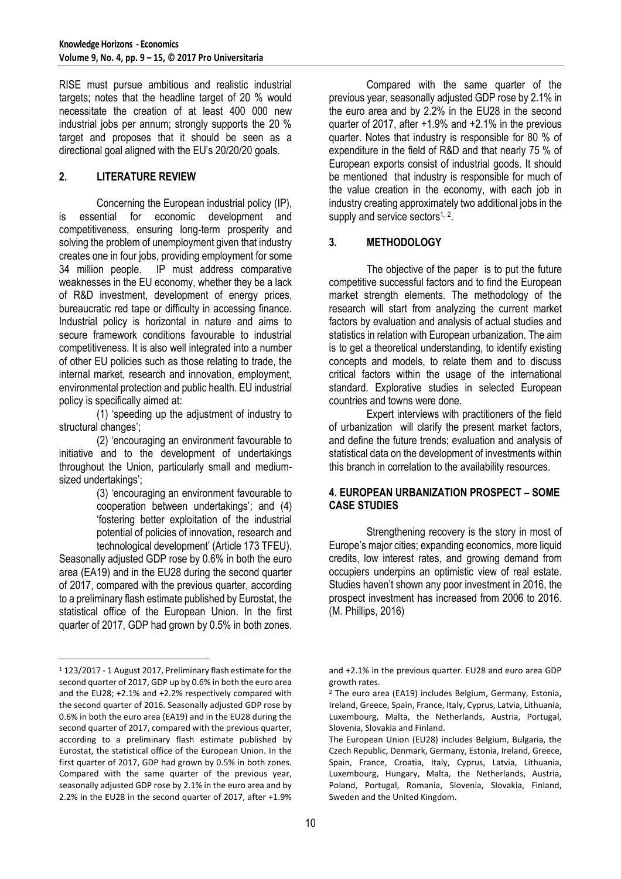RISE must pursue ambitious and realistic industrial targets; notes that the headline target of 20 % would necessitate the creation of at least 400 000 new industrial jobs per annum; strongly supports the 20 % target and proposes that it should be seen as a directional goal aligned with the EU's 20/20/20 goals.

## 2. LITERATURE REVIEW

Concerning the European industrial policy (IP), is essential for economic development and competitiveness, ensuring long-term prosperity and solving the problem of unemployment given that industry creates one in four jobs, providing employment for some 34 million people. IP must address comparative weaknesses in the EU economy, whether they be a lack of R&D investment, development of energy prices, bureaucratic red tape or difficulty in accessing finance. Industrial policy is horizontal in nature and aims to secure framework conditions favourable to industrial competitiveness. It is also well integrated into a number of other EU policies such as those relating to trade, the internal market, research and innovation, employment, environmental protection and public health. EU industrial policy is specifically aimed at:

(1) 'speeding up the adjustment of industry to structural changes';

(2) 'encouraging an environment favourable to initiative and to the development of undertakings throughout the Union, particularly small and medium-sized undertakings';

(3) 'encouraging an environment favourable to cooperation between undertakings'; and (4) 'fostering better exploitation of the industrial potential of policies of innovation, research and technological development' (Article 173 TFEU).

Seasonally adjusted GDP rose by 0.6% in both the euro area (EA19) and in the EU28 during the second quarter of 2017, compared with the previous quarter, according to a preliminary flash estimate published by Eurostat, the statistical office of the European Union. In the first quarter of 2017, GDP had grown by 0.5% in both zones.

Compared with the same quarter of the previous year, seasonally adjusted GDP rose by 2.1% in the euro area and by 2.2% in the EU28 in the second quarter of 2017, after +1.9% and +2.1% in the previous quarter. Notes that industry is responsible for 80 % of expenditure in the field of R&D and that nearly 75 % of European exports consist of industrial goods. It should be mentioned that industry is responsible for much of the value creation in the economy, with each job in industry creating approximately two additional jobs in the supply and service sectors[1, 2].

## 3. METHODOLOGY

The objective of the paper is to put the future competitive successful factors and to find the European market strength elements. The methodology of the research will start from analyzing the current market factors by evaluation and analysis of actual studies and statistics in relation with European urbanization. The aim is to get a theoretical understanding, to identify existing concepts and models, to relate them and to discuss critical factors within the usage of the international standard. Explorative studies in selected European countries and towns were done.

Expert interviews with practitioners of the field of urbanization will clarify the present market factors, and define the future trends; evaluation and analysis of statistical data on the development of investments within this branch in correlation to the availability resources.

## 4. EUROPEAN URBANIZATION PROSPECT – SOME CASE STUDIES

Strengthening recovery is the story in most of Europe's major cities; expanding economics, more liquid credits, low interest rates, and growing demand from occupiers underpins an optimistic view of real estate. Studies haven't shown any poor investment in 2016, the prospect investment has increased from 2006 to 2016. (M. Phillips, 2016)

---

[1] 123/2017 - 1 August 2017, Preliminary flash estimate for the second quarter of 2017, GDP up by 0.6% in both the euro area and the EU28; +2.1% and +2.2% respectively compared with the second quarter of 2016. Seasonally adjusted GDP rose by 0.6% in both the euro area (EA19) and in the EU28 during the second quarter of 2017, compared with the previous quarter, according to a preliminary flash estimate published by Eurostat, the statistical office of the European Union. In the first quarter of 2017, GDP had grown by 0.5% in both zones. Compared with the same quarter of the previous year, seasonally adjusted GDP rose by 2.1% in the euro area and by 2.2% in the EU28 in the second quarter of 2017, after +1.9% and +2.1% in the previous quarter. EU28 and euro area GDP growth rates.

[2] The euro area (EA19) includes Belgium, Germany, Estonia, Ireland, Greece, Spain, France, Italy, Cyprus, Latvia, Lithuania, Luxembourg, Malta, the Netherlands, Austria, Portugal, Slovenia, Slovakia and Finland.

The European Union (EU28) includes Belgium, Bulgaria, the Czech Republic, Denmark, Germany, Estonia, Ireland, Greece, Spain, France, Croatia, Italy, Cyprus, Latvia, Lithuania, Luxembourg, Hungary, Malta, the Netherlands, Austria, Poland, Portugal, Romania, Slovenia, Slovakia, Finland, Sweden and the United Kingdom.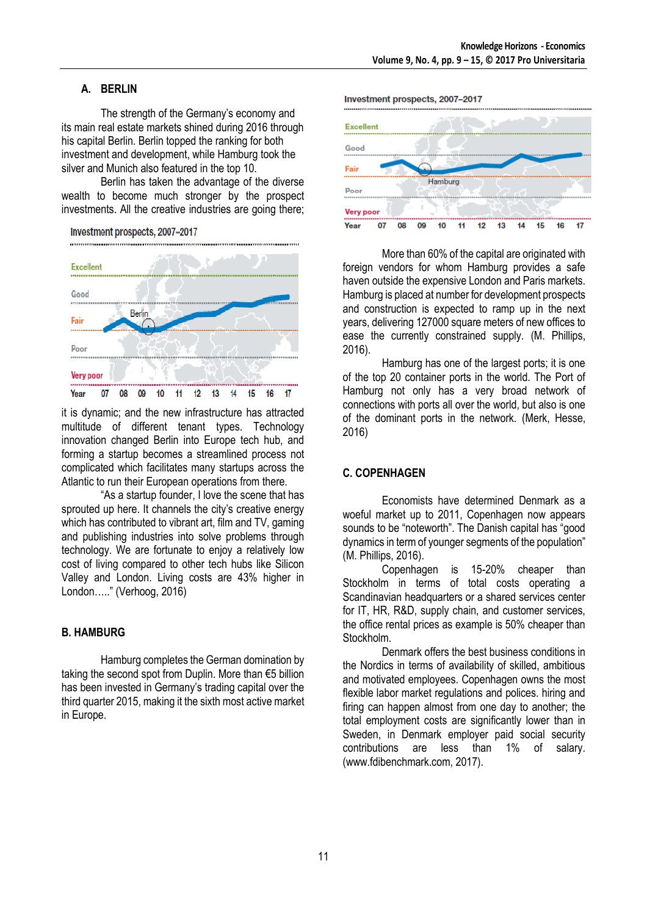## A. BERLIN

The strength of the Germany's economy and its main real estate markets shined during 2016 through his capital Berlin. Berlin topped the ranking for both investment and development, while Hamburg took the silver and Munich also featured in the top 10.

Berlin has taken the advantage of the diverse wealth to become much stronger by the prospect investments. All the creative industries are going there; it is dynamic; and the new infrastructure has attracted multitude of different tenant types. Technology innovation changed Berlin into Europe tech hub, and forming a startup becomes a streamlined process not complicated which facilitates many startups across the Atlantic to run their European operations from there.

"As a startup founder, I love the scene that has sprouted up here. It channels the city's creative energy which has contributed to vibrant art, film and TV, gaming and publishing industries into solve problems through technology. We are fortunate to enjoy a relatively low cost of living compared to other tech hubs like Silicon Valley and London. Living costs are 43% higher in London….." (Verhoog, 2016)

## B. HAMBURG

Hamburg completes the German domination by taking the second spot from Duplin. More than €5 billion has been invested in Germany's trading capital over the third quarter 2015, making it the sixth most active market in Europe.

More than 60% of the capital are originated with foreign vendors for whom Hamburg provides a safe haven outside the expensive London and Paris markets. Hamburg is placed at number for development prospects and construction is expected to ramp up in the next years, delivering 127000 square meters of new offices to ease the currently constrained supply. (M. Phillips, 2016).

Hamburg has one of the largest ports; it is one of the top 20 container ports in the world. The Port of Hamburg not only has a very broad network of connections with ports all over the world, but also is one of the dominant ports in the network. (Merk, Hesse, 2016)

## C. COPENHAGEN

Economists have determined Denmark as a woeful market up to 2011, Copenhagen now appears sounds to be "noteworth". The Danish capital has "good dynamics in term of younger segments of the population" (M. Phillips, 2016).

Copenhagen is 15-20% cheaper than Stockholm in terms of total costs operating a Scandinavian headquarters or a shared services center for IT, HR, R&D, supply chain, and customer services, the office rental prices as example is 50% cheaper than Stockholm.

Denmark offers the best business conditions in the Nordics in terms of availability of skilled, ambitious and motivated employees. Copenhagen owns the most flexible labor market regulations and polices. hiring and firing can happen almost from one day to another; the total employment costs are significantly lower than in Sweden, in Denmark employer paid social security contributions are less than 1% of salary. (www.fdibenchmark.com, 2017).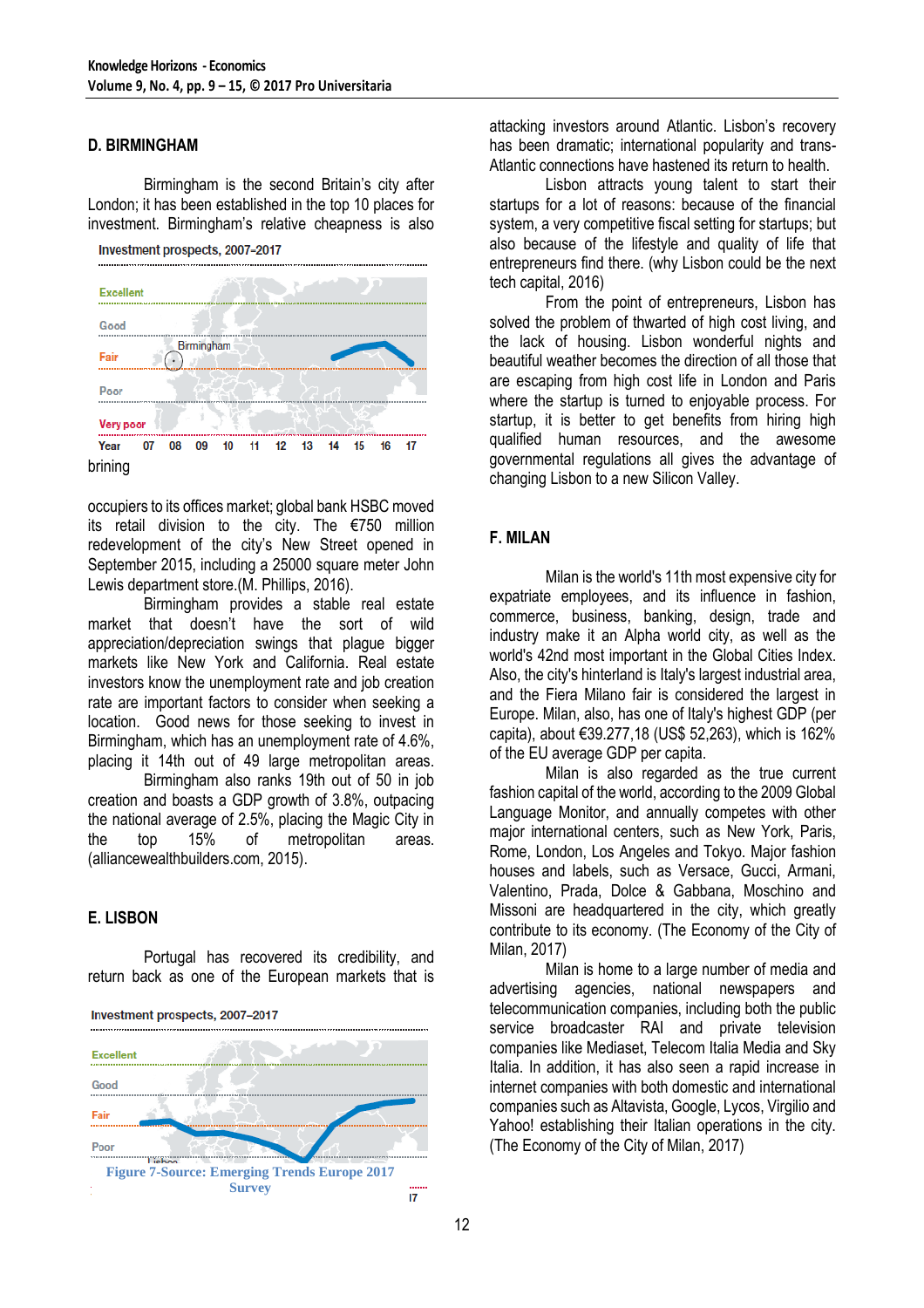### D. BIRMINGHAM

Birmingham is the second Britain's city after London; it has been established in the top 10 places for investment. Birmingham's relative cheapness is also brining occupiers to its offices market; global bank HSBC moved its retail division to the city. The €750 million redevelopment of the city's New Street opened in September 2015, including a 25000 square meter John Lewis department store.(M. Phillips, 2016).

Birmingham provides a stable real estate market that doesn't have the sort of wild appreciation/depreciation swings that plague bigger markets like New York and California. Real estate investors know the unemployment rate and job creation rate are important factors to consider when seeking a location. Good news for those seeking to invest in Birmingham, which has an unemployment rate of 4.6%, placing it 14th out of 49 large metropolitan areas.

Birmingham also ranks 19th out of 50 in job creation and boasts a GDP growth of 3.8%, outpacing the national average of 2.5%, placing the Magic City in the top 15% of metropolitan areas. (alliancewealthbuilders.com, 2015).

### E. LISBON

Portugal has recovered its credibility, and return back as one of the European markets that is attacking investors around Atlantic. Lisbon's recovery has been dramatic; international popularity and trans-Atlantic connections have hastened its return to health.

Lisbon attracts young talent to start their startups for a lot of reasons: because of the financial system, a very competitive fiscal setting for startups; but also because of the lifestyle and quality of life that entrepreneurs find there. (why Lisbon could be the next tech capital, 2016)

From the point of entrepreneurs, Lisbon has solved the problem of thwarted of high cost living, and the lack of housing. Lisbon wonderful nights and beautiful weather becomes the direction of all those that are escaping from high cost life in London and Paris where the startup is turned to enjoyable process. For startup, it is better to get benefits from hiring high qualified human resources, and the awesome governmental regulations all gives the advantage of changing Lisbon to a new Silicon Valley.

Figure 7-Source: Emerging Trends Europe 2017 Survey

### F. MILAN

Milan is the world's 11th most expensive city for expatriate employees, and its influence in fashion, commerce, business, banking, design, trade and industry make it an Alpha world city, as well as the world's 42nd most important in the Global Cities Index. Also, the city's hinterland is Italy's largest industrial area, and the Fiera Milano fair is considered the largest in Europe. Milan, also, has one of Italy's highest GDP (per capita), about €39.277,18 (US$ 52,263), which is 162% of the EU average GDP per capita.

Milan is also regarded as the true current fashion capital of the world, according to the 2009 Global Language Monitor, and annually competes with other major international centers, such as New York, Paris, Rome, London, Los Angeles and Tokyo. Major fashion houses and labels, such as Versace, Gucci, Armani, Valentino, Prada, Dolce & Gabbana, Moschino and Missoni are headquartered in the city, which greatly contribute to its economy. (The Economy of the City of Milan, 2017)

Milan is home to a large number of media and advertising agencies, national newspapers and telecommunication companies, including both the public service broadcaster RAI and private television companies like Mediaset, Telecom Italia Media and Sky Italia. In addition, it has also seen a rapid increase in internet companies with both domestic and international companies such as Altavista, Google, Lycos, Virgilio and Yahoo! establishing their Italian operations in the city. (The Economy of the City of Milan, 2017)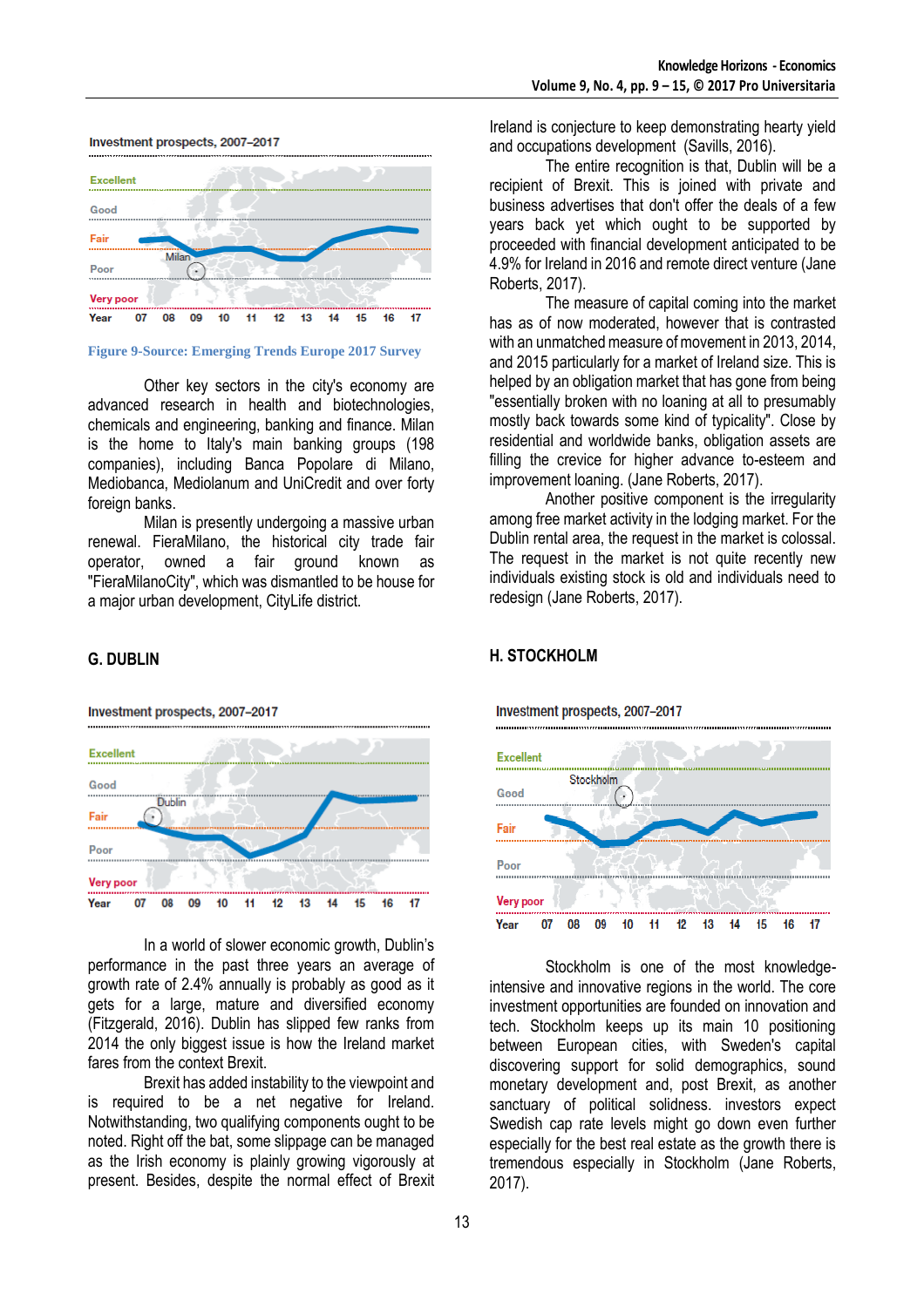Investment prospects, 2007–2017

Figure 9-Source: Emerging Trends Europe 2017 Survey

Other key sectors in the city's economy are advanced research in health and biotechnologies, chemicals and engineering, banking and finance. Milan is the home to Italy's main banking groups (198 companies), including Banca Popolare di Milano, Mediobanca, Mediolanum and UniCredit and over forty foreign banks.

Milan is presently undergoing a massive urban renewal. FieraMilano, the historical city trade fair operator, owned a fair ground known as "FieraMilanoCity", which was dismantled to be house for a major urban development, CityLife district.

## G. DUBLIN

Investment prospects, 2007–2017

In a world of slower economic growth, Dublin's performance in the past three years an average of growth rate of 2.4% annually is probably as good as it gets for a large, mature and diversified economy (Fitzgerald, 2016). Dublin has slipped few ranks from 2014 the only biggest issue is how the Ireland market fares from the context Brexit.

Brexit has added instability to the viewpoint and is required to be a net negative for Ireland. Notwithstanding, two qualifying components ought to be noted. Right off the bat, some slippage can be managed as the Irish economy is plainly growing vigorously at present. Besides, despite the normal effect of Brexit Ireland is conjecture to keep demonstrating hearty yield and occupations development (Savills, 2016).

The entire recognition is that, Dublin will be a recipient of Brexit. This is joined with private and business advertises that don't offer the deals of a few years back yet which ought to be supported by proceeded with financial development anticipated to be 4.9% for Ireland in 2016 and remote direct venture (Jane Roberts, 2017).

The measure of capital coming into the market has as of now moderated, however that is contrasted with an unmatched measure of movement in 2013, 2014, and 2015 particularly for a market of Ireland size. This is helped by an obligation market that has gone from being "essentially broken with no loaning at all to presumably mostly back towards some kind of typicality". Close by residential and worldwide banks, obligation assets are filling the crevice for higher advance to-esteem and improvement loaning. (Jane Roberts, 2017).

Another positive component is the irregularity among free market activity in the lodging market. For the Dublin rental area, the request in the market is colossal. The request in the market is not quite recently new individuals existing stock is old and individuals need to redesign (Jane Roberts, 2017).

## H. STOCKHOLM

Investment prospects, 2007–2017

Stockholm is one of the most knowledge-intensive and innovative regions in the world. The core investment opportunities are founded on innovation and tech. Stockholm keeps up its main 10 positioning between European cities, with Sweden's capital discovering support for solid demographics, sound monetary development and, post Brexit, as another sanctuary of political solidness. investors expect Swedish cap rate levels might go down even further especially for the best real estate as the growth there is tremendous especially in Stockholm (Jane Roberts, 2017).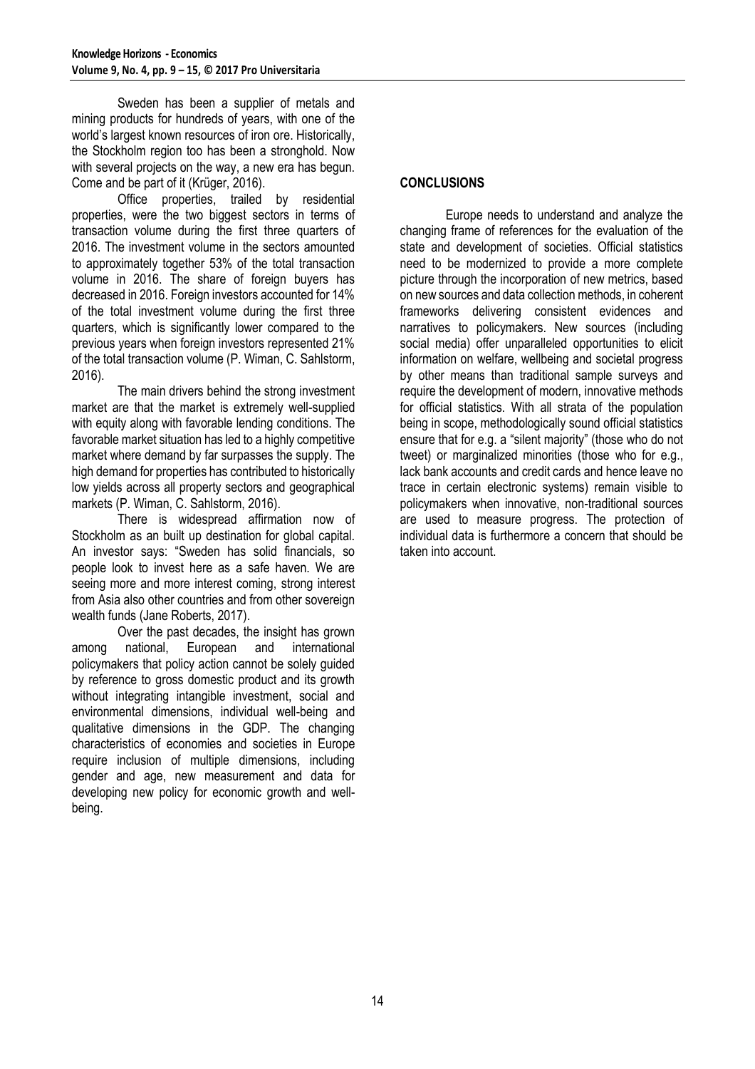Sweden has been a supplier of metals and mining products for hundreds of years, with one of the world's largest known resources of iron ore. Historically, the Stockholm region too has been a stronghold. Now with several projects on the way, a new era has begun. Come and be part of it (Krüger, 2016).

Office properties, trailed by residential properties, were the two biggest sectors in terms of transaction volume during the first three quarters of 2016. The investment volume in the sectors amounted to approximately together 53% of the total transaction volume in 2016. The share of foreign buyers has decreased in 2016. Foreign investors accounted for 14% of the total investment volume during the first three quarters, which is significantly lower compared to the previous years when foreign investors represented 21% of the total transaction volume (P. Wiman, C. Sahlstorm, 2016).

The main drivers behind the strong investment market are that the market is extremely well-supplied with equity along with favorable lending conditions. The favorable market situation has led to a highly competitive market where demand by far surpasses the supply. The high demand for properties has contributed to historically low yields across all property sectors and geographical markets (P. Wiman, C. Sahlstorm, 2016).

There is widespread affirmation now of Stockholm as an built up destination for global capital. An investor says: "Sweden has solid financials, so people look to invest here as a safe haven. We are seeing more and more interest coming, strong interest from Asia also other countries and from other sovereign wealth funds (Jane Roberts, 2017).

Over the past decades, the insight has grown among national, European and international policymakers that policy action cannot be solely guided by reference to gross domestic product and its growth without integrating intangible investment, social and environmental dimensions, individual well-being and qualitative dimensions in the GDP. The changing characteristics of economies and societies in Europe require inclusion of multiple dimensions, including gender and age, new measurement and data for developing new policy for economic growth and well-being.

## CONCLUSIONS

Europe needs to understand and analyze the changing frame of references for the evaluation of the state and development of societies. Official statistics need to be modernized to provide a more complete picture through the incorporation of new metrics, based on new sources and data collection methods, in coherent frameworks delivering consistent evidences and narratives to policymakers. New sources (including social media) offer unparalleled opportunities to elicit information on welfare, wellbeing and societal progress by other means than traditional sample surveys and require the development of modern, innovative methods for official statistics. With all strata of the population being in scope, methodologically sound official statistics ensure that for e.g. a "silent majority" (those who do not tweet) or marginalized minorities (those who for e.g., lack bank accounts and credit cards and hence leave no trace in certain electronic systems) remain visible to policymakers when innovative, non-traditional sources are used to measure progress. The protection of individual data is furthermore a concern that should be taken into account.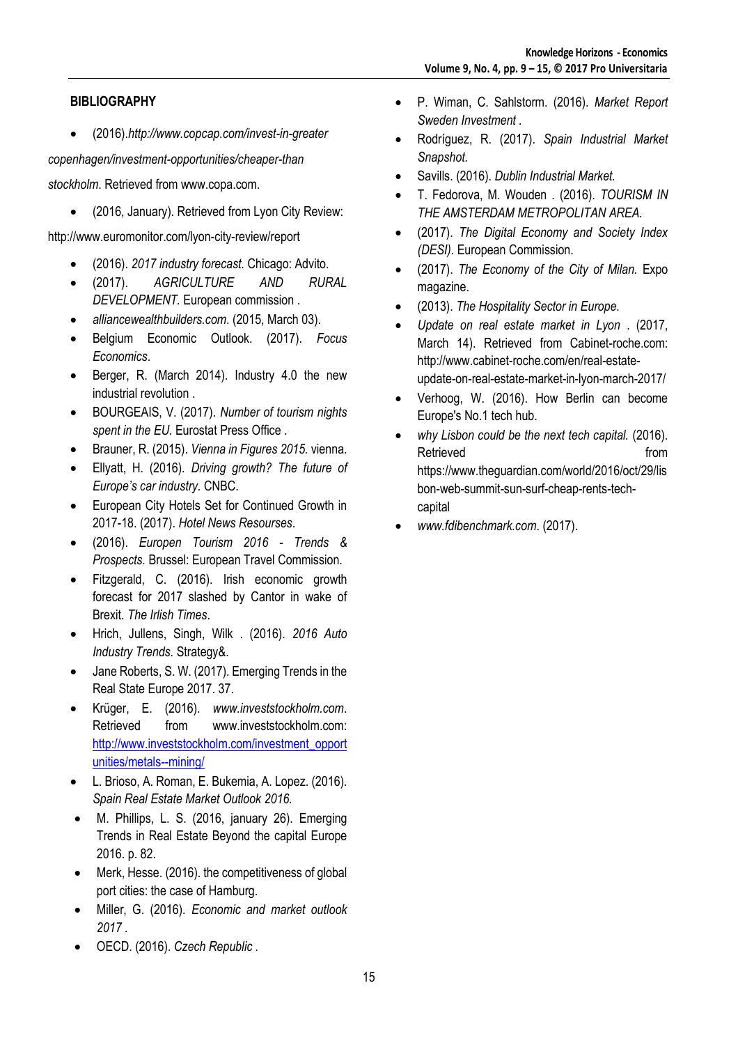### BIBLIOGRAPHY

- (2016).*http://www.copcap.com/invest-in-greater copenhagen/investment-opportunities/cheaper-than stockholm*. Retrieved from www.copa.com.
- (2016, January). Retrieved from Lyon City Review: http://www.euromonitor.com/lyon-city-review/report
- (2016). *2017 industry forecast.* Chicago: Advito.
- (2017). *AGRICULTURE AND RURAL DEVELOPMENT.* European commission .
- *alliancewealthbuilders.com*. (2015, March 03).
- Belgium Economic Outlook. (2017). *Focus Economics*.
- Berger, R. (March 2014). Industry 4.0 the new industrial revolution .
- BOURGEAIS, V. (2017). *Number of tourism nights spent in the EU.* Eurostat Press Office .
- Brauner, R. (2015). *Vienna in Figures 2015.* vienna.
- Ellyatt, H. (2016). *Driving growth? The future of Europe's car industry.* CNBC.
- European City Hotels Set for Continued Growth in 2017-18. (2017). *Hotel News Resourses*.
- (2016). *Europen Tourism 2016 - Trends & Prospects.* Brussel: European Travel Commission.
- Fitzgerald, C. (2016). Irish economic growth forecast for 2017 slashed by Cantor in wake of Brexit. *The Irlish Times*.
- Hrich, Jullens, Singh, Wilk . (2016). *2016 Auto Industry Trends.* Strategy&.
- Jane Roberts, S. W. (2017). Emerging Trends in the Real State Europe 2017. 37.
- Krüger, E. (2016). *www.investstockholm.com*. Retrieved from www.investstockholm.com: http://www.investstockholm.com/investment_opportunities/metals--mining/
- L. Brioso, A. Roman, E. Bukemia, A. Lopez. (2016). *Spain Real Estate Market Outlook 2016.*
- M. Phillips, L. S. (2016, january 26). Emerging Trends in Real Estate Beyond the capital Europe 2016. p. 82.
- Merk, Hesse. (2016). the competitiveness of global port cities: the case of Hamburg.
- Miller, G. (2016). *Economic and market outlook 2017 .*
- OECD. (2016). *Czech Republic .*
- P. Wiman, C. Sahlstorm. (2016). *Market Report Sweden Investment .*
- Rodríguez, R. (2017). *Spain Industrial Market Snapshot.*
- Savills. (2016). *Dublin Industrial Market.*
- T. Fedorova, M. Wouden . (2016). *TOURISM IN THE AMSTERDAM METROPOLITAN AREA.*
- (2017). *The Digital Economy and Society Index (DESI).* European Commission.
- (2017). *The Economy of the City of Milan.* Expo magazine.
- (2013). *The Hospitality Sector in Europe.*
- *Update on real estate market in Lyon* . (2017, March 14). Retrieved from Cabinet-roche.com: http://www.cabinet-roche.com/en/real-estate-update-on-real-estate-market-in-lyon-march-2017/
- Verhoog, W. (2016). How Berlin can become Europe's No.1 tech hub.
- *why Lisbon could be the next tech capital.* (2016). Retrieved from https://www.theguardian.com/world/2016/oct/29/lisbon-web-summit-sun-surf-cheap-rents-tech-capital
- *www.fdibenchmark.com*. (2017).